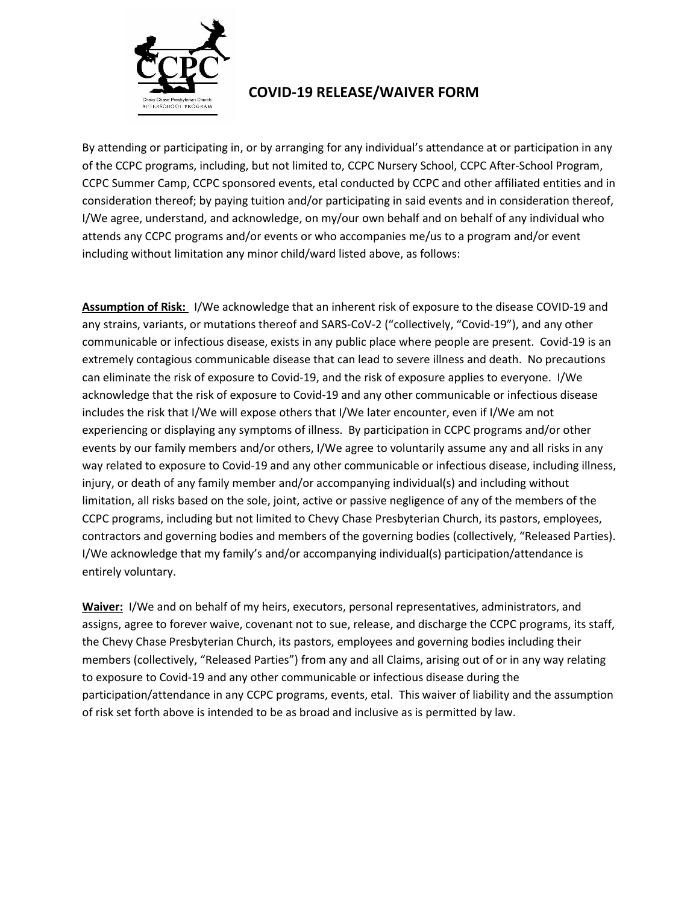# COVID-19 RELEASE/WAIVER FORM

By attending or participating in, or by arranging for any individual's attendance at or participation in any of the CCPC programs, including, but not limited to, CCPC Nursery School, CCPC After-School Program, CCPC Summer Camp, CCPC sponsored events, etal conducted by CCPC and other affiliated entities and in consideration thereof; by paying tuition and/or participating in said events and in consideration thereof, I/We agree, understand, and acknowledge, on my/our own behalf and on behalf of any individual who attends any CCPC programs and/or events or who accompanies me/us to a program and/or event including without limitation any minor child/ward listed above, as follows:

**Assumption of Risk:** I/We acknowledge that an inherent risk of exposure to the disease COVID-19 and any strains, variants, or mutations thereof and SARS-CoV-2 ("collectively, "Covid-19"), and any other communicable or infectious disease, exists in any public place where people are present. Covid-19 is an extremely contagious communicable disease that can lead to severe illness and death. No precautions can eliminate the risk of exposure to Covid-19, and the risk of exposure applies to everyone. I/We acknowledge that the risk of exposure to Covid-19 and any other communicable or infectious disease includes the risk that I/We will expose others that I/We later encounter, even if I/We am not experiencing or displaying any symptoms of illness. By participation in CCPC programs and/or other events by our family members and/or others, I/We agree to voluntarily assume any and all risks in any way related to exposure to Covid-19 and any other communicable or infectious disease, including illness, injury, or death of any family member and/or accompanying individual(s) and including without limitation, all risks based on the sole, joint, active or passive negligence of any of the members of the CCPC programs, including but not limited to Chevy Chase Presbyterian Church, its pastors, employees, contractors and governing bodies and members of the governing bodies (collectively, "Released Parties). I/We acknowledge that my family's and/or accompanying individual(s) participation/attendance is entirely voluntary.

**Waiver:** I/We and on behalf of my heirs, executors, personal representatives, administrators, and assigns, agree to forever waive, covenant not to sue, release, and discharge the CCPC programs, its staff, the Chevy Chase Presbyterian Church, its pastors, employees and governing bodies including their members (collectively, "Released Parties") from any and all Claims, arising out of or in any way relating to exposure to Covid-19 and any other communicable or infectious disease during the participation/attendance in any CCPC programs, events, etal. This waiver of liability and the assumption of risk set forth above is intended to be as broad and inclusive as is permitted by law.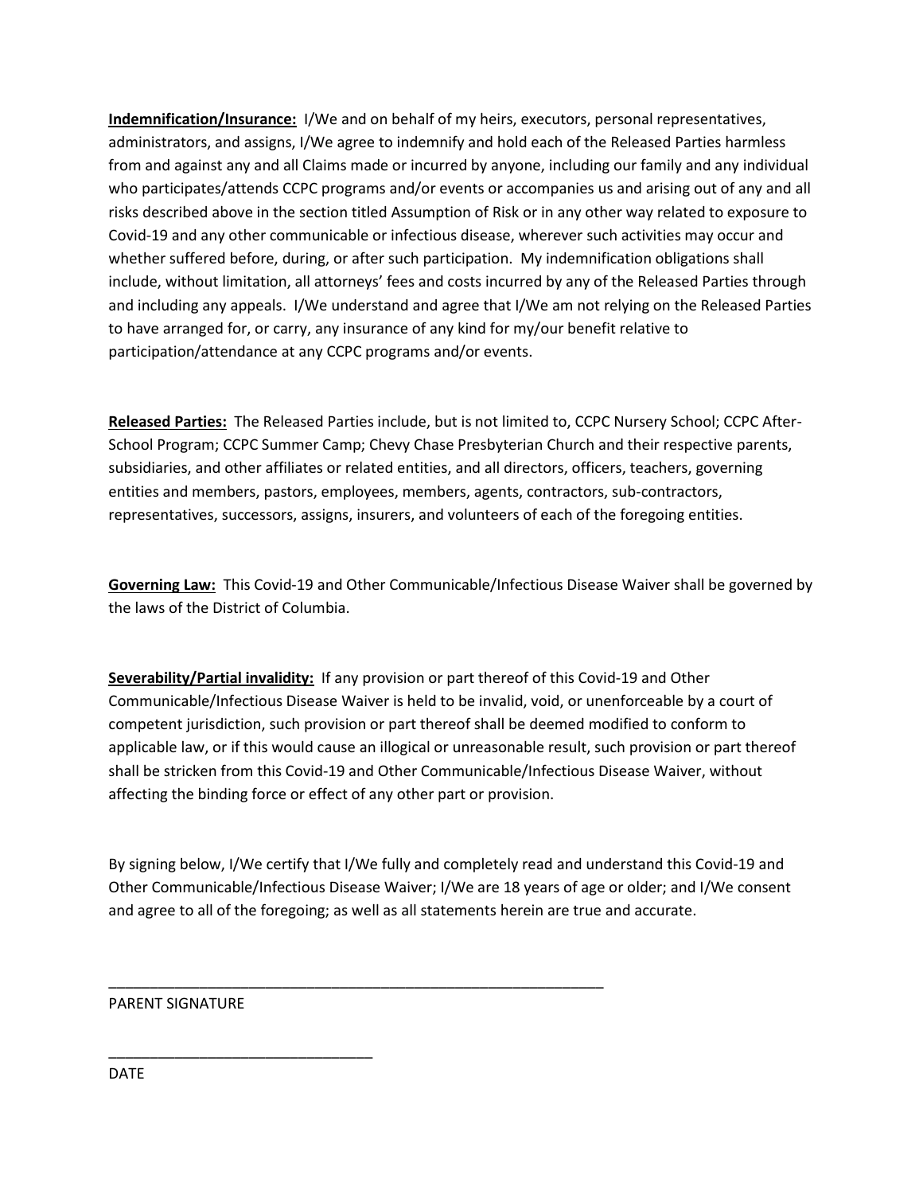**<u>Indemnification/Insurance:</u>** I/We and on behalf of my heirs, executors, personal representatives, administrators, and assigns, I/We agree to indemnify and hold each of the Released Parties harmless from and against any and all Claims made or incurred by anyone, including our family and any individual who participates/attends CCPC programs and/or events or accompanies us and arising out of any and all risks described above in the section titled Assumption of Risk or in any other way related to exposure to Covid-19 and any other communicable or infectious disease, wherever such activities may occur and whether suffered before, during, or after such participation. My indemnification obligations shall include, without limitation, all attorneys' fees and costs incurred by any of the Released Parties through and including any appeals. I/We understand and agree that I/We am not relying on the Released Parties to have arranged for, or carry, any insurance of any kind for my/our benefit relative to participation/attendance at any CCPC programs and/or events.

**<u>Released Parties:</u>** The Released Parties include, but is not limited to, CCPC Nursery School; CCPC After-School Program; CCPC Summer Camp; Chevy Chase Presbyterian Church and their respective parents, subsidiaries, and other affiliates or related entities, and all directors, officers, teachers, governing entities and members, pastors, employees, members, agents, contractors, sub-contractors, representatives, successors, assigns, insurers, and volunteers of each of the foregoing entities.

**<u>Governing Law:</u>** This Covid-19 and Other Communicable/Infectious Disease Waiver shall be governed by the laws of the District of Columbia.

**<u>Severability/Partial invalidity:</u>** If any provision or part thereof of this Covid-19 and Other Communicable/Infectious Disease Waiver is held to be invalid, void, or unenforceable by a court of competent jurisdiction, such provision or part thereof shall be deemed modified to conform to applicable law, or if this would cause an illogical or unreasonable result, such provision or part thereof shall be stricken from this Covid-19 and Other Communicable/Infectious Disease Waiver, without affecting the binding force or effect of any other part or provision.

By signing below, I/We certify that I/We fully and completely read and understand this Covid-19 and Other Communicable/Infectious Disease Waiver; I/We are 18 years of age or older; and I/We consent and agree to all of the foregoing; as well as all statements herein are true and accurate.

______________________________________________________________

PARENT SIGNATURE

________________________________

DATE